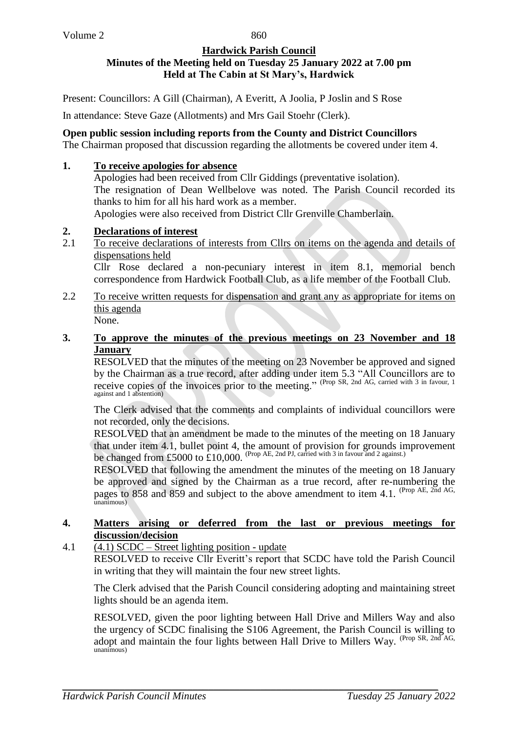**Hardwick Parish Council**
**Minutes of the Meeting held on Tuesday 25 January 2022 at 7.00 pm**
**Held at The Cabin at St Mary's, Hardwick**

Present: Councillors: A Gill (Chairman), A Everitt, A Joolia, P Joslin and S Rose

In attendance: Steve Gaze (Allotments) and Mrs Gail Stoehr (Clerk).

**Open public session including reports from the County and District Councillors**
The Chairman proposed that discussion regarding the allotments be covered under item 4.

**1. To receive apologies for absence**

Apologies had been received from Cllr Giddings (preventative isolation).
The resignation of Dean Wellbelove was noted. The Parish Council recorded its thanks to him for all his hard work as a member.
Apologies were also received from District Cllr Grenville Chamberlain.

**2. Declarations of interest**

2.1 To receive declarations of interests from Cllrs on items on the agenda and details of dispensations held

Cllr Rose declared a non-pecuniary interest in item 8.1, memorial bench correspondence from Hardwick Football Club, as a life member of the Football Club.

2.2 To receive written requests for dispensation and grant any as appropriate for items on this agenda

None.

**3. To approve the minutes of the previous meetings on 23 November and 18 January**

RESOLVED that the minutes of the meeting on 23 November be approved and signed by the Chairman as a true record, after adding under item 5.3 "All Councillors are to receive copies of the invoices prior to the meeting." (Prop SR, 2nd AG, carried with 3 in favour, 1 against and 1 abstention)

The Clerk advised that the comments and complaints of individual councillors were not recorded, only the decisions.

RESOLVED that an amendment be made to the minutes of the meeting on 18 January that under item 4.1, bullet point 4, the amount of provision for grounds improvement be changed from £5000 to £10,000. (Prop AE, 2nd PJ, carried with 3 in favour and 2 against.)

RESOLVED that following the amendment the minutes of the meeting on 18 January be approved and signed by the Chairman as a true record, after re-numbering the pages to 858 and 859 and subject to the above amendment to item 4.1. (Prop AE, 2nd AG, unanimous)

**4. Matters arising or deferred from the last or previous meetings for discussion/decision**

4.1 (4.1) SCDC – Street lighting position - update

RESOLVED to receive Cllr Everitt's report that SCDC have told the Parish Council in writing that they will maintain the four new street lights.

The Clerk advised that the Parish Council considering adopting and maintaining street lights should be an agenda item.

RESOLVED, given the poor lighting between Hall Drive and Millers Way and also the urgency of SCDC finalising the S106 Agreement, the Parish Council is willing to adopt and maintain the four lights between Hall Drive to Millers Way. (Prop SR, 2nd AG, unanimous)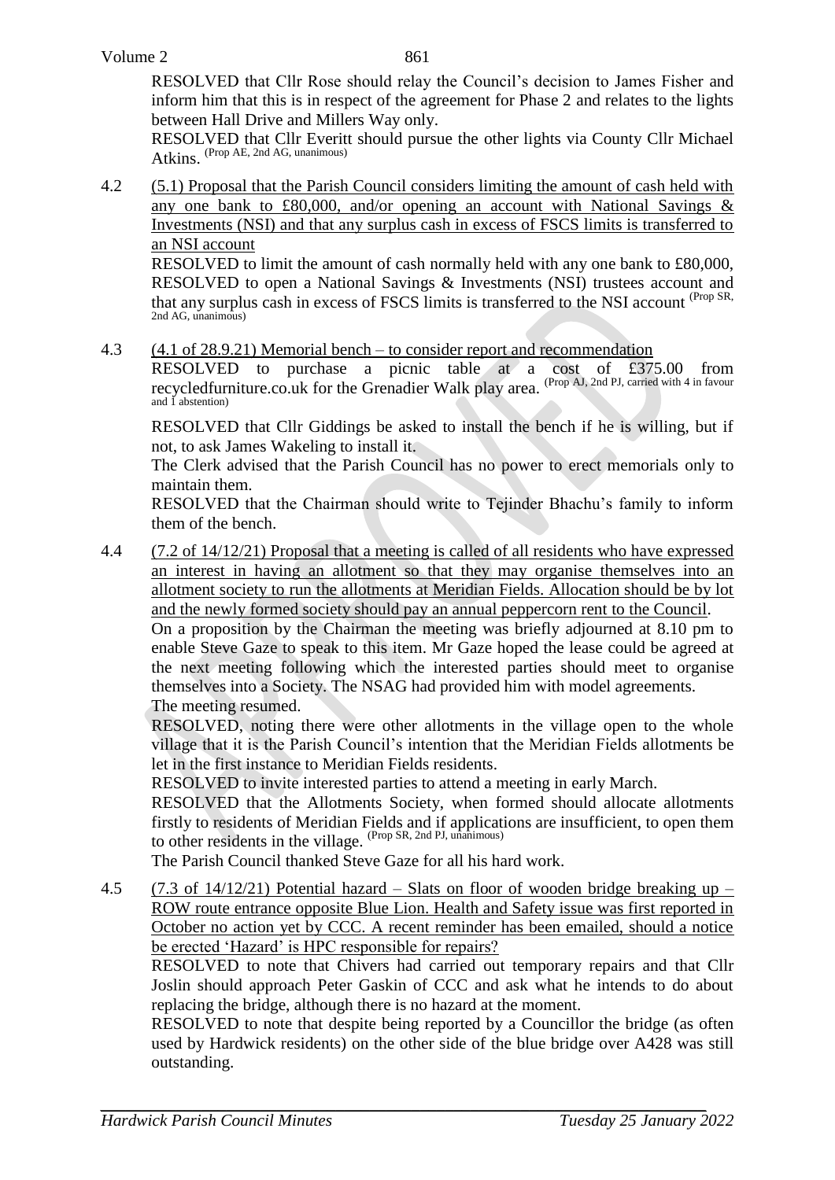RESOLVED that Cllr Rose should relay the Council's decision to James Fisher and inform him that this is in respect of the agreement for Phase 2 and relates to the lights between Hall Drive and Millers Way only.

RESOLVED that Cllr Everitt should pursue the other lights via County Cllr Michael Atkins. (Prop AE, 2nd AG, unanimous)

4.2 (5.1) Proposal that the Parish Council considers limiting the amount of cash held with any one bank to £80,000, and/or opening an account with National Savings & Investments (NSI) and that any surplus cash in excess of FSCS limits is transferred to an NSI account

RESOLVED to limit the amount of cash normally held with any one bank to £80,000,
RESOLVED to open a National Savings & Investments (NSI) trustees account and that any surplus cash in excess of FSCS limits is transferred to the NSI account (Prop SR, 2nd AG, unanimous)

4.3 (4.1 of 28.9.21) Memorial bench – to consider report and recommendation

RESOLVED to purchase a picnic table at a cost of £375.00 from recycledfurniture.co.uk for the Grenadier Walk play area. (Prop AJ, 2nd PJ, carried with 4 in favour and 1 abstention)

RESOLVED that Cllr Giddings be asked to install the bench if he is willing, but if not, to ask James Wakeling to install it.

The Clerk advised that the Parish Council has no power to erect memorials only to maintain them.

RESOLVED that the Chairman should write to Tejinder Bhachu's family to inform them of the bench.

4.4 (7.2 of 14/12/21) Proposal that a meeting is called of all residents who have expressed an interest in having an allotment so that they may organise themselves into an allotment society to run the allotments at Meridian Fields. Allocation should be by lot and the newly formed society should pay an annual peppercorn rent to the Council.

On a proposition by the Chairman the meeting was briefly adjourned at 8.10 pm to enable Steve Gaze to speak to this item. Mr Gaze hoped the lease could be agreed at the next meeting following which the interested parties should meet to organise themselves into a Society. The NSAG had provided him with model agreements.

The meeting resumed.

RESOLVED, noting there were other allotments in the village open to the whole village that it is the Parish Council's intention that the Meridian Fields allotments be let in the first instance to Meridian Fields residents.

RESOLVED to invite interested parties to attend a meeting in early March.

RESOLVED that the Allotments Society, when formed should allocate allotments firstly to residents of Meridian Fields and if applications are insufficient, to open them to other residents in the village. (Prop SR, 2nd PJ, unanimous)

The Parish Council thanked Steve Gaze for all his hard work.

4.5 (7.3 of 14/12/21) Potential hazard – Slats on floor of wooden bridge breaking up – ROW route entrance opposite Blue Lion. Health and Safety issue was first reported in October no action yet by CCC. A recent reminder has been emailed, should a notice be erected 'Hazard' is HPC responsible for repairs?

RESOLVED to note that Chivers had carried out temporary repairs and that Cllr Joslin should approach Peter Gaskin of CCC and ask what he intends to do about replacing the bridge, although there is no hazard at the moment.

RESOLVED to note that despite being reported by a Councillor the bridge (as often used by Hardwick residents) on the other side of the blue bridge over A428 was still outstanding.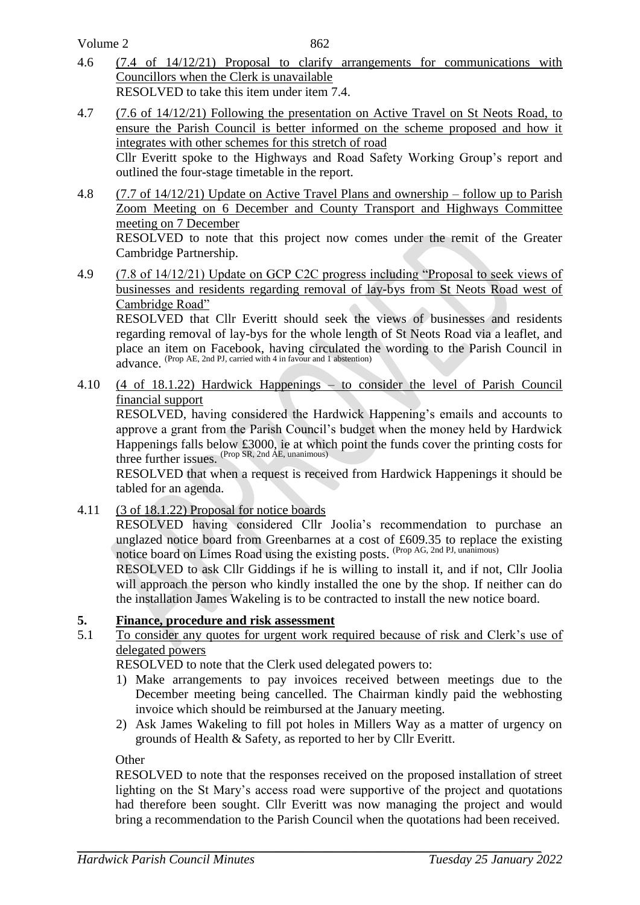4.6 (7.4 of 14/12/21) Proposal to clarify arrangements for communications with Councillors when the Clerk is unavailable

RESOLVED to take this item under item 7.4.

4.7 (7.6 of 14/12/21) Following the presentation on Active Travel on St Neots Road, to ensure the Parish Council is better informed on the scheme proposed and how it integrates with other schemes for this stretch of road

Cllr Everitt spoke to the Highways and Road Safety Working Group's report and outlined the four-stage timetable in the report.

4.8 (7.7 of 14/12/21) Update on Active Travel Plans and ownership – follow up to Parish Zoom Meeting on 6 December and County Transport and Highways Committee meeting on 7 December

RESOLVED to note that this project now comes under the remit of the Greater Cambridge Partnership.

4.9 (7.8 of 14/12/21) Update on GCP C2C progress including "Proposal to seek views of businesses and residents regarding removal of lay-bys from St Neots Road west of Cambridge Road"

RESOLVED that Cllr Everitt should seek the views of businesses and residents regarding removal of lay-bys for the whole length of St Neots Road via a leaflet, and place an item on Facebook, having circulated the wording to the Parish Council in advance. (Prop AE, 2nd PJ, carried with 4 in favour and 1 abstention)

4.10 (4 of 18.1.22) Hardwick Happenings – to consider the level of Parish Council financial support

RESOLVED, having considered the Hardwick Happening's emails and accounts to approve a grant from the Parish Council's budget when the money held by Hardwick Happenings falls below £3000, ie at which point the funds cover the printing costs for three further issues. (Prop SR, 2nd AE, unanimous)

RESOLVED that when a request is received from Hardwick Happenings it should be tabled for an agenda.

4.11 (3 of 18.1.22) Proposal for notice boards

RESOLVED having considered Cllr Joolia's recommendation to purchase an unglazed notice board from Greenbarnes at a cost of £609.35 to replace the existing notice board on Limes Road using the existing posts. (Prop AG, 2nd PJ, unanimous)

RESOLVED to ask Cllr Giddings if he is willing to install it, and if not, Cllr Joolia will approach the person who kindly installed the one by the shop. If neither can do the installation James Wakeling is to be contracted to install the new notice board.

## 5. Finance, procedure and risk assessment

5.1 To consider any quotes for urgent work required because of risk and Clerk's use of delegated powers

RESOLVED to note that the Clerk used delegated powers to:

1) Make arrangements to pay invoices received between meetings due to the December meeting being cancelled. The Chairman kindly paid the webhosting invoice which should be reimbursed at the January meeting.
2) Ask James Wakeling to fill pot holes in Millers Way as a matter of urgency on grounds of Health & Safety, as reported to her by Cllr Everitt.

Other

RESOLVED to note that the responses received on the proposed installation of street lighting on the St Mary's access road were supportive of the project and quotations had therefore been sought. Cllr Everitt was now managing the project and would bring a recommendation to the Parish Council when the quotations had been received.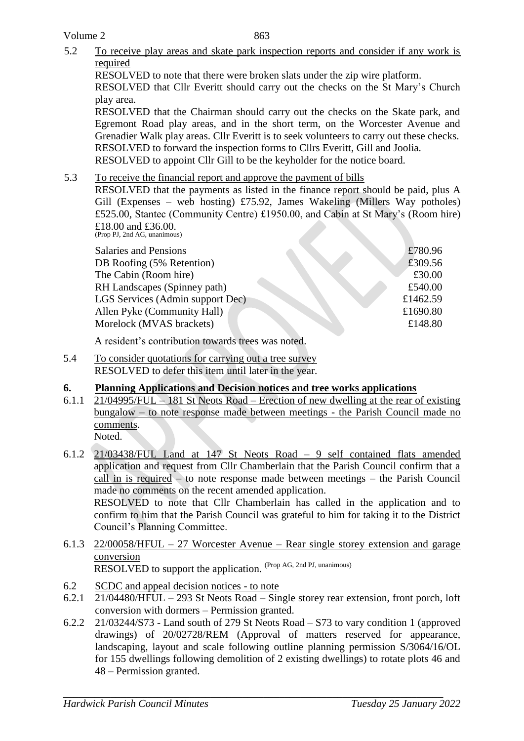5.2 <u>To receive play areas and skate park inspection reports and consider if any work is required</u>

RESOLVED to note that there were broken slats under the zip wire platform.

RESOLVED that Cllr Everitt should carry out the checks on the St Mary's Church play area.

RESOLVED that the Chairman should carry out the checks on the Skate park, and Egremont Road play areas, and in the short term, on the Worcester Avenue and Grenadier Walk play areas. Cllr Everitt is to seek volunteers to carry out these checks.

RESOLVED to forward the inspection forms to Cllrs Everitt, Gill and Joolia.

RESOLVED to appoint Cllr Gill to be the keyholder for the notice board.

5.3 <u>To receive the financial report and approve the payment of bills</u>

RESOLVED that the payments as listed in the finance report should be paid, plus A Gill (Expenses – web hosting) £75.92, James Wakeling (Millers Way potholes) £525.00, Stantec (Community Centre) £1950.00, and Cabin at St Mary's (Room hire) £18.00 and £36.00.
(Prop PJ, 2nd AG, unanimous)

| | |
|---|---:|
| Salaries and Pensions | £780.96 |
| DB Roofing (5% Retention) | £309.56 |
| The Cabin (Room hire) | £30.00 |
| RH Landscapes (Spinney path) | £540.00 |
| LGS Services (Admin support Dec) | £1462.59 |
| Allen Pyke (Community Hall) | £1690.80 |
| Morelock (MVAS brackets) | £148.80 |

A resident's contribution towards trees was noted.

5.4 <u>To consider quotations for carrying out a tree survey</u>

RESOLVED to defer this item until later in the year.

## 6. Planning Applications and Decision notices and tree works applications

6.1.1 <u>21/04995/FUL – 181 St Neots Road – Erection of new dwelling at the rear of existing bungalow – to note response made between meetings - the Parish Council made no comments.</u>

Noted.

6.1.2 <u>21/03438/FUL Land at 147 St Neots Road – 9 self contained flats amended application and request from Cllr Chamberlain that the Parish Council confirm that a call in is required</u> – to note response made between meetings – the Parish Council made no comments on the recent amended application.

RESOLVED to note that Cllr Chamberlain has called in the application and to confirm to him that the Parish Council was grateful to him for taking it to the District Council's Planning Committee.

6.1.3 <u>22/00058/HFUL – 27 Worcester Avenue – Rear single storey extension and garage conversion</u>

RESOLVED to support the application. (Prop AG, 2nd PJ, unanimous)

6.2 <u>SCDC and appeal decision notices - to note</u>

6.2.1 21/04480/HFUL – 293 St Neots Road – Single storey rear extension, front porch, loft conversion with dormers – Permission granted.

6.2.2 21/03244/S73 - Land south of 279 St Neots Road – S73 to vary condition 1 (approved drawings) of 20/02728/REM (Approval of matters reserved for appearance, landscaping, layout and scale following outline planning permission S/3064/16/OL for 155 dwellings following demolition of 2 existing dwellings) to rotate plots 46 and 48 – Permission granted.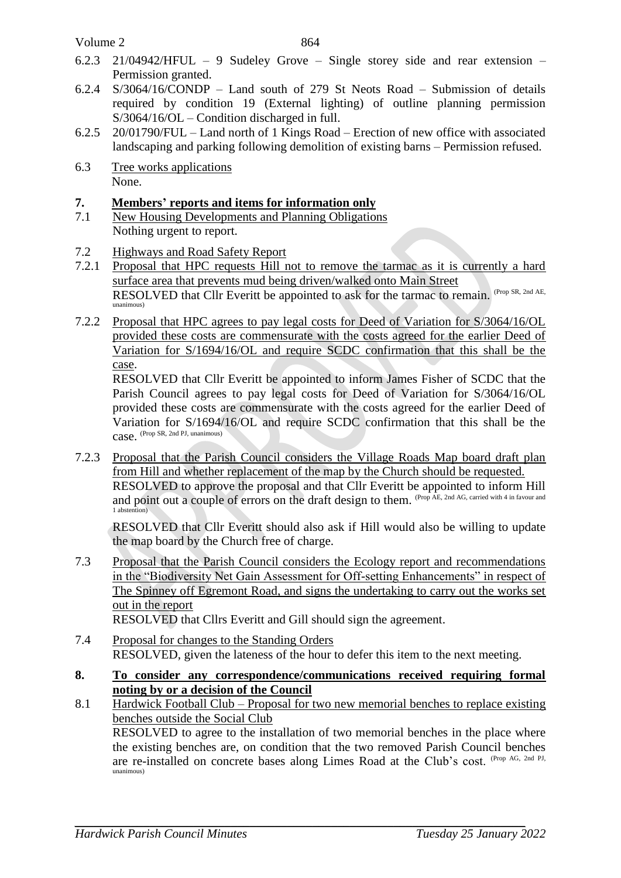6.2.3 21/04942/HFUL – 9 Sudeley Grove – Single storey side and rear extension – Permission granted.

6.2.4 S/3064/16/CONDP – Land south of 279 St Neots Road – Submission of details required by condition 19 (External lighting) of outline planning permission S/3064/16/OL – Condition discharged in full.

6.2.5 20/01790/FUL – Land north of 1 Kings Road – Erection of new office with associated landscaping and parking following demolition of existing barns – Permission refused.

6.3 Tree works applications
None.

## 7. Members' reports and items for information only

7.1 New Housing Developments and Planning Obligations
Nothing urgent to report.

7.2 Highways and Road Safety Report

7.2.1 Proposal that HPC requests Hill not to remove the tarmac as it is currently a hard surface area that prevents mud being driven/walked onto Main Street
RESOLVED that Cllr Everitt be appointed to ask for the tarmac to remain. (Prop SR, 2nd AE, unanimous)

7.2.2 Proposal that HPC agrees to pay legal costs for Deed of Variation for S/3064/16/OL provided these costs are commensurate with the costs agreed for the earlier Deed of Variation for S/1694/16/OL and require SCDC confirmation that this shall be the case.
RESOLVED that Cllr Everitt be appointed to inform James Fisher of SCDC that the Parish Council agrees to pay legal costs for Deed of Variation for S/3064/16/OL provided these costs are commensurate with the costs agreed for the earlier Deed of Variation for S/1694/16/OL and require SCDC confirmation that this shall be the case. (Prop SR, 2nd PJ, unanimous)

7.2.3 Proposal that the Parish Council considers the Village Roads Map board draft plan from Hill and whether replacement of the map by the Church should be requested.
RESOLVED to approve the proposal and that Cllr Everitt be appointed to inform Hill and point out a couple of errors on the draft design to them. (Prop AE, 2nd AG, carried with 4 in favour and 1 abstention)

RESOLVED that Cllr Everitt should also ask if Hill would also be willing to update the map board by the Church free of charge.

7.3 Proposal that the Parish Council considers the Ecology report and recommendations in the "Biodiversity Net Gain Assessment for Off-setting Enhancements" in respect of The Spinney off Egremont Road, and signs the undertaking to carry out the works set out in the report
RESOLVED that Cllrs Everitt and Gill should sign the agreement.

7.4 Proposal for changes to the Standing Orders
RESOLVED, given the lateness of the hour to defer this item to the next meeting.

## 8. To consider any correspondence/communications received requiring formal noting by or a decision of the Council

8.1 Hardwick Football Club – Proposal for two new memorial benches to replace existing benches outside the Social Club
RESOLVED to agree to the installation of two memorial benches in the place where the existing benches are, on condition that the two removed Parish Council benches are re-installed on concrete bases along Limes Road at the Club's cost. (Prop AG, 2nd PJ, unanimous)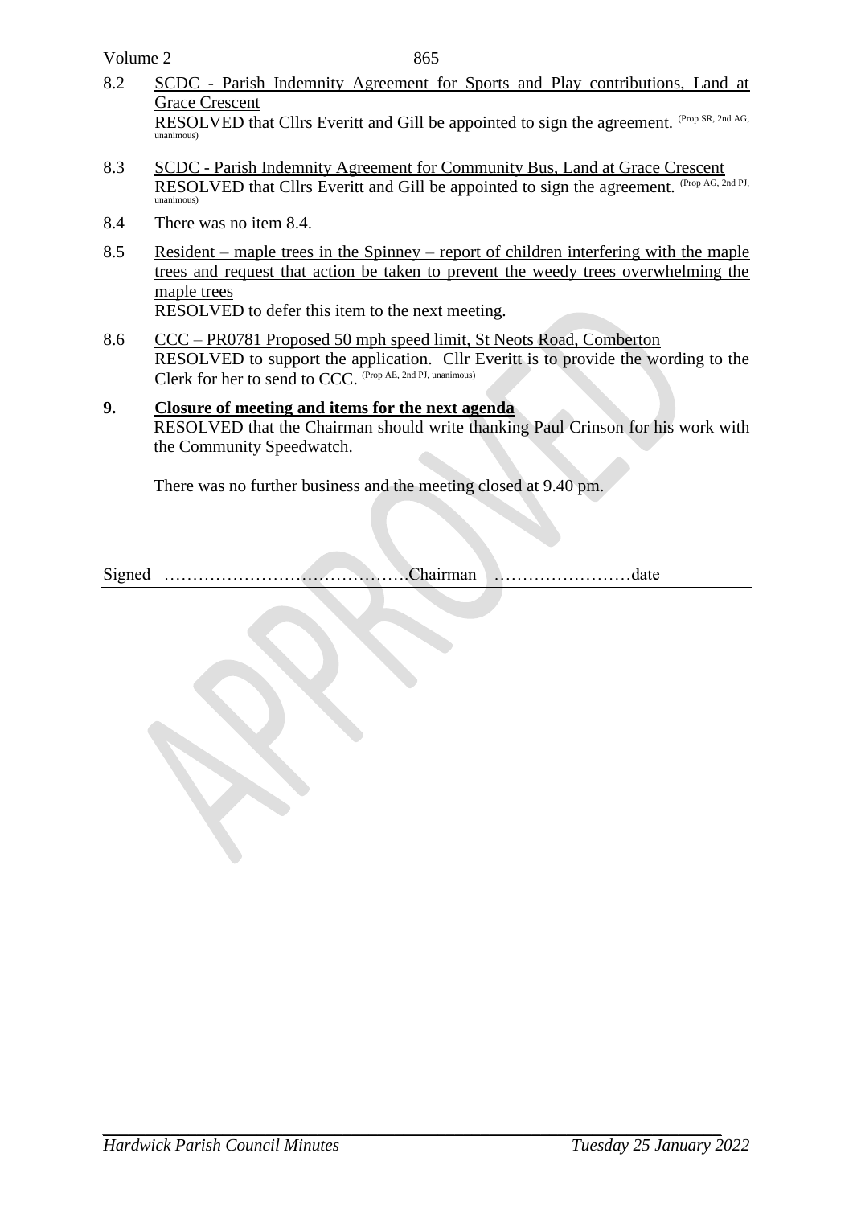8.2 SCDC - Parish Indemnity Agreement for Sports and Play contributions, Land at Grace Crescent
RESOLVED that Cllrs Everitt and Gill be appointed to sign the agreement. (Prop SR, 2nd AG, unanimous)

8.3 SCDC - Parish Indemnity Agreement for Community Bus, Land at Grace Crescent
RESOLVED that Cllrs Everitt and Gill be appointed to sign the agreement. (Prop AG, 2nd PJ, unanimous)

8.4 There was no item 8.4.

8.5 Resident – maple trees in the Spinney – report of children interfering with the maple trees and request that action be taken to prevent the weedy trees overwhelming the maple trees
RESOLVED to defer this item to the next meeting.

8.6 CCC – PR0781 Proposed 50 mph speed limit, St Neots Road, Comberton
RESOLVED to support the application. Cllr Everitt is to provide the wording to the Clerk for her to send to CCC. (Prop AE, 2nd PJ, unanimous)

**9. Closure of meeting and items for the next agenda**

RESOLVED that the Chairman should write thanking Paul Crinson for his work with the Community Speedwatch.

There was no further business and the meeting closed at 9.40 pm.

Signed ……………………………………Chairman ……………………date